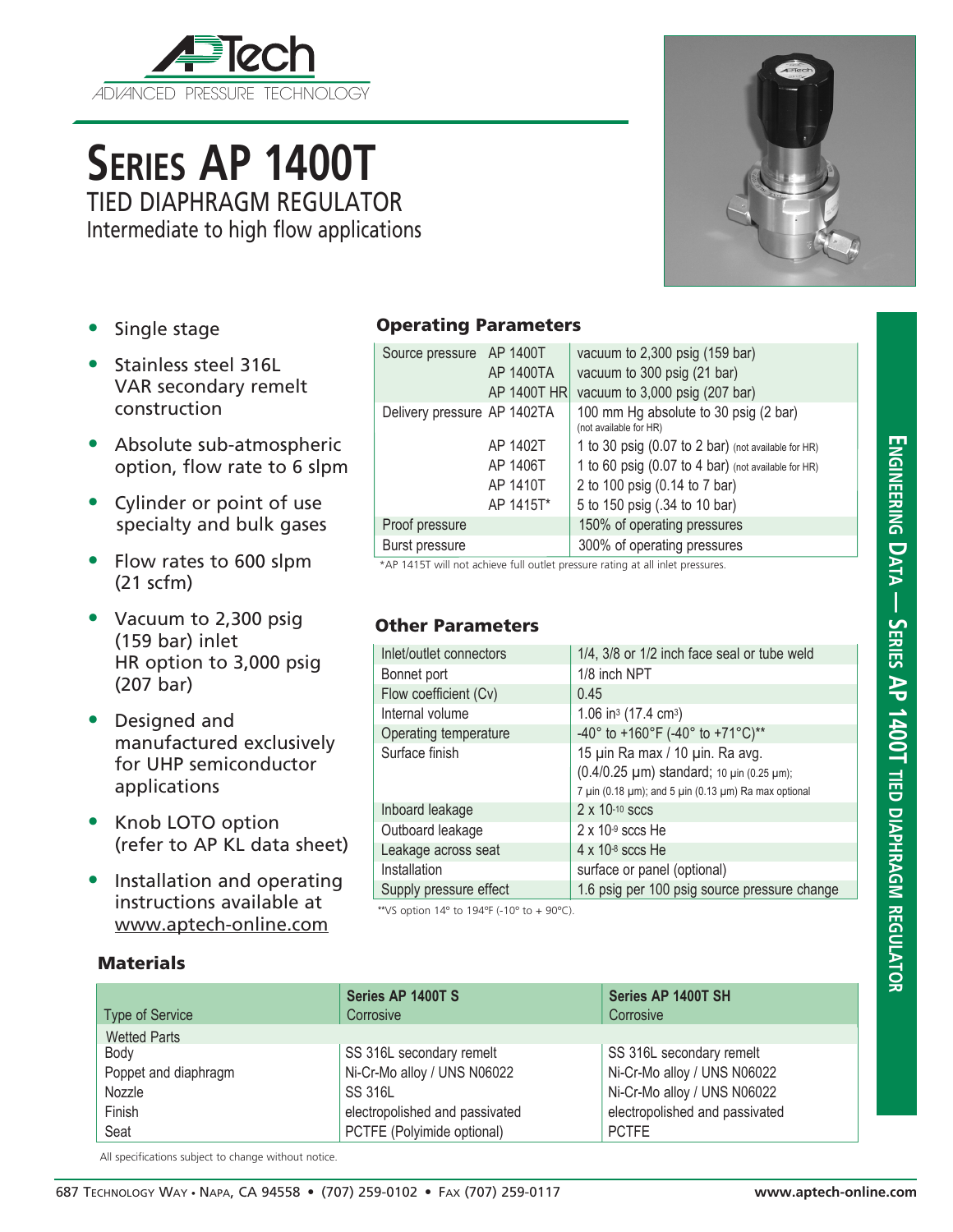APTech
ADVANCED PRESSURE TECHNOLOGY

# SERIES AP 1400T

## TIED DIAPHRAGM REGULATOR

Intermediate to high flow applications

- Single stage
- Stainless steel 316L VAR secondary remelt construction
- Absolute sub-atmospheric option, flow rate to 6 slpm
- Cylinder or point of use specialty and bulk gases
- Flow rates to 600 slpm (21 scfm)
- Vacuum to 2,300 psig (159 bar) inlet HR option to 3,000 psig (207 bar)
- Designed and manufactured exclusively for UHP semiconductor applications
- Knob LOTO option (refer to AP KL data sheet)
- Installation and operating instructions available at www.aptech-online.com

### Operating Parameters

| | | |
|---|---|---|
| Source pressure | AP 1400T | vacuum to 2,300 psig (159 bar) |
| | AP 1400TA | vacuum to 300 psig (21 bar) |
| | AP 1400T HR | vacuum to 3,000 psig (207 bar) |
| Delivery pressure | AP 1402TA | 100 mm Hg absolute to 30 psig (2 bar) (not available for HR) |
| | AP 1402T | 1 to 30 psig (0.07 to 2 bar) (not available for HR) |
| | AP 1406T | 1 to 60 psig (0.07 to 4 bar) (not available for HR) |
| | AP 1410T | 2 to 100 psig (0.14 to 7 bar) |
| | AP 1415T* | 5 to 150 psig (.34 to 10 bar) |
| Proof pressure | | 150% of operating pressures |
| Burst pressure | | 300% of operating pressures |

*AP 1415T will not achieve full outlet pressure rating at all inlet pressures.

### Other Parameters

| | |
|---|---|
| Inlet/outlet connectors | 1/4, 3/8 or 1/2 inch face seal or tube weld |
| Bonnet port | 1/8 inch NPT |
| Flow coefficient (Cv) | 0.45 |
| Internal volume | 1.06 in$^3$ (17.4 cm$^3$) |
| Operating temperature | -40° to +160°F (-40° to +71°C)** |
| Surface finish | 15 µin Ra max / 10 µin. Ra avg. (0.4/0.25 µm) standard; 10 µin (0.25 µm); 7 µin (0.18 µm); and 5 µin (0.13 µm) Ra max optional |
| Inboard leakage | 2 x $10^{-10}$ sccs |
| Outboard leakage | 2 x $10^{-9}$ sccs He |
| Leakage across seat | 4 x $10^{-8}$ sccs He |
| Installation | surface or panel (optional) |
| Supply pressure effect | 1.6 psig per 100 psig source pressure change |

**VS option 14º to 194ºF (-10º to + 90ºC).

### Materials

| Type of Service | Series AP 1400T S Corrosive | Series AP 1400T SH Corrosive |
|---|---|---|
| Wetted Parts | | |
| Body | SS 316L secondary remelt | SS 316L secondary remelt |
| Poppet and diaphragm | Ni-Cr-Mo alloy / UNS N06022 | Ni-Cr-Mo alloy / UNS N06022 |
| Nozzle | SS 316L | Ni-Cr-Mo alloy / UNS N06022 |
| Finish | electropolished and passivated | electropolished and passivated |
| Seat | PCTFE (Polyimide optional) | PCTFE |

All specifications subject to change without notice.

ENGINEERING DATA — SERIES AP 1400T TIED DIAPHRAGM REGULATOR

687 TECHNOLOGY WAY • NAPA, CA 94558 • (707) 259-0102 • FAX (707) 259-0117 www.aptech-online.com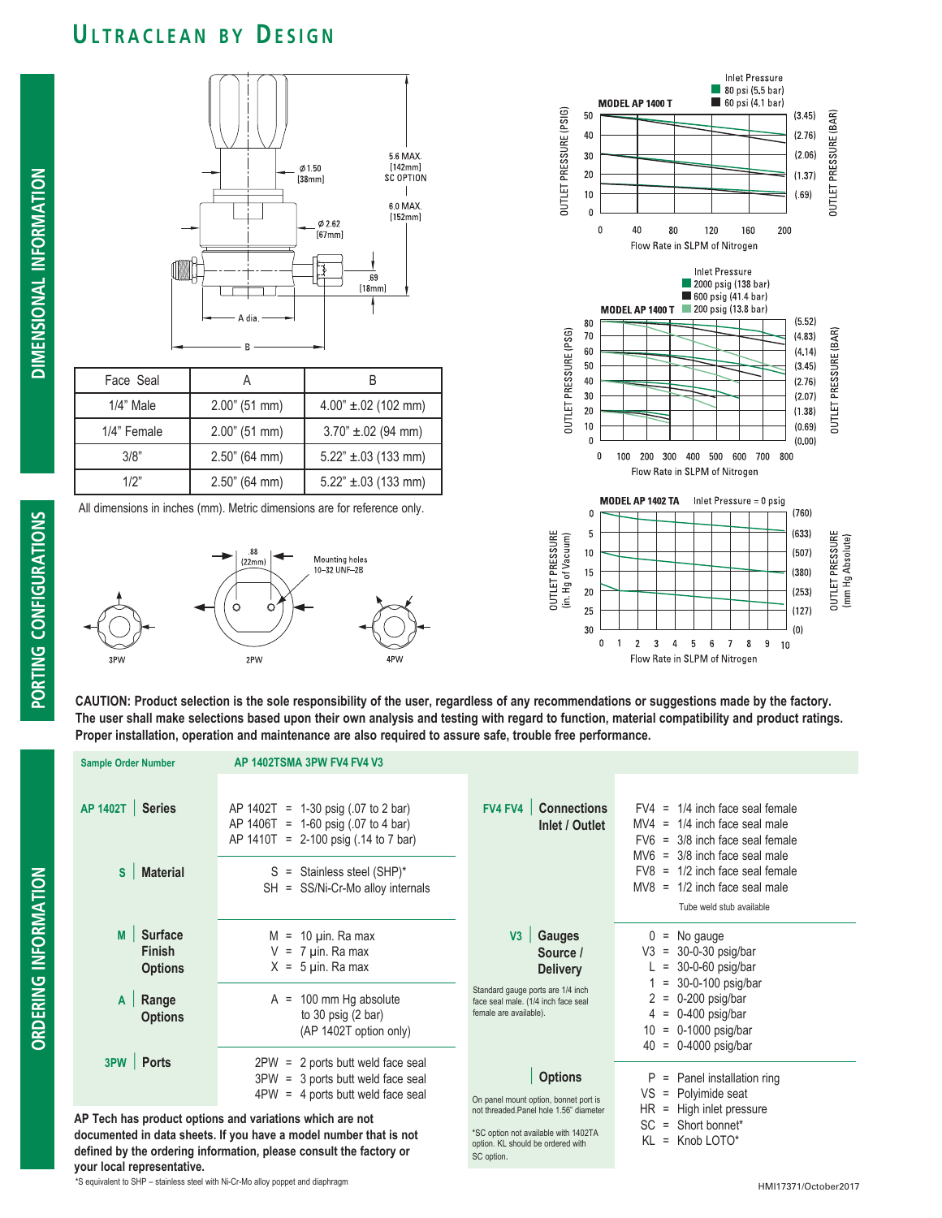## Ultraclean by Design

### Dimensional Information

5.6 MAX. [142mm] SC OPTION

6.0 MAX. [152mm]

Ø 1.50 [38mm]

Ø 2.62 [67mm]

.69 [18mm]

A dia.

B

| Face Seal | A | B |
|---|---|---|
| 1/4" Male | 2.00" (51 mm) | 4.00" ±.02 (102 mm) |
| 1/4" Female | 2.00" (51 mm) | 3.70" ±.02 (94 mm) |
| 3/8" | 2.50" (64 mm) | 5.22" ±.03 (133 mm) |
| 1/2" | 2.50" (64 mm) | 5.22" ±.03 (133 mm) |

All dimensions in inches (mm). Metric dimensions are for reference only.

MODEL AP 1400 T

Inlet Pressure
80 psi (5.5 bar)
60 psi (4.1 bar)

OUTLET PRESSURE (PSIG)
50 40 30 20 10 0

OUTLET PRESSURE (BAR)
(3.45) (2.76) (2.06) (1.37) (.69)

0 40 80 120 160 200
Flow Rate in SLPM of Nitrogen

MODEL AP 1400 T

Inlet Pressure
2000 psig (138 bar)
600 psig (41.4 bar)
200 psig (13.8 bar)

OUTLET PRESSURE (PSG)
80 70 60 50 40 30 20 10 0

OUTLET PRESSURE (BAR)
(5.52) (4.83) (4.14) (3.45) (2.76) (2.07) (1.38) (0.69) (0.00)

0 100 200 300 400 500 600 700 800
Flow Rate in SLPM of Nitrogen

MODEL AP 1402 TA Inlet Pressure = 0 psig

OUTLET PRESSURE (in. Hg of Vacuum)
0 5 10 15 20 25 30

OUTLET PRESSURE (mm Hg Absolute)
(760) (633) (507) (380) (253) (127) (0)

0 1 2 3 4 5 6 7 8 9 10
Flow Rate in SLPM of Nitrogen

### Porting Configurations

.88 (22mm)

Mounting holes 10–32 UNF–2B

3PW 2PW 4PW

**CAUTION: Product selection is the sole responsibility of the user, regardless of any recommendations or suggestions made by the factory. The user shall make selections based upon their own analysis and testing with regard to function, material compatibility and product ratings. Proper installation, operation and maintenance are also required to assure safe, trouble free performance.**

### Ordering Information

**Sample Order Number:** AP 1402TSMA 3PW FV4 FV4 V3

**AP 1402T | Series**
- AP 1402T = 1-30 psig (.07 to 2 bar)
- AP 1406T = 1-60 psig (.07 to 4 bar)
- AP 1410T = 2-100 psig (.14 to 7 bar)

**S | Material**
- S = Stainless steel (SHP)*
- SH = SS/Ni-Cr-Mo alloy internals

**M | Surface Finish Options**
- M = 10 µin. Ra max
- V = 7 µin. Ra max
- X = 5 µin. Ra max

**A | Range Options**
- A = 100 mm Hg absolute to 30 psig (2 bar) (AP 1402T option only)

**3PW | Ports**
- 2PW = 2 ports butt weld face seal
- 3PW = 3 ports butt weld face seal
- 4PW = 4 ports butt weld face seal

**FV4 FV4 | Connections Inlet / Outlet**
- FV4 = 1/4 inch face seal female
- MV4 = 1/4 inch face seal male
- FV6 = 3/8 inch face seal female
- MV6 = 3/8 inch face seal male
- FV8 = 1/2 inch face seal female
- MV8 = 1/2 inch face seal male

Tube weld stub available

**V3 | Gauges Source / Delivery**

Standard gauge ports are 1/4 inch face seal male. (1/4 inch face seal female are available).

- 0 = No gauge
- V3 = 30-0-30 psig/bar
- L = 30-0-60 psig/bar
- 1 = 30-0-100 psig/bar
- 2 = 0-200 psig/bar
- 4 = 0-400 psig/bar
- 10 = 0-1000 psig/bar
- 40 = 0-4000 psig/bar

**| Options**

On panel mount option, bonnet port is not threaded.Panel hole 1.56" diameter

*SC option not available with 1402TA option. KL should be ordered with SC option.

- P = Panel installation ring
- VS = Polyimide seat
- HR = High inlet pressure
- SC = Short bonnet*
- KL = Knob LOTO*

**AP Tech has product options and variations which are not documented in data sheets. If you have a model number that is not defined by the ordering information, please consult the factory or your local representative.**

*S equivalent to SHP – stainless steel with Ni-Cr-Mo alloy poppet and diaphragm

HMI17371/October2017